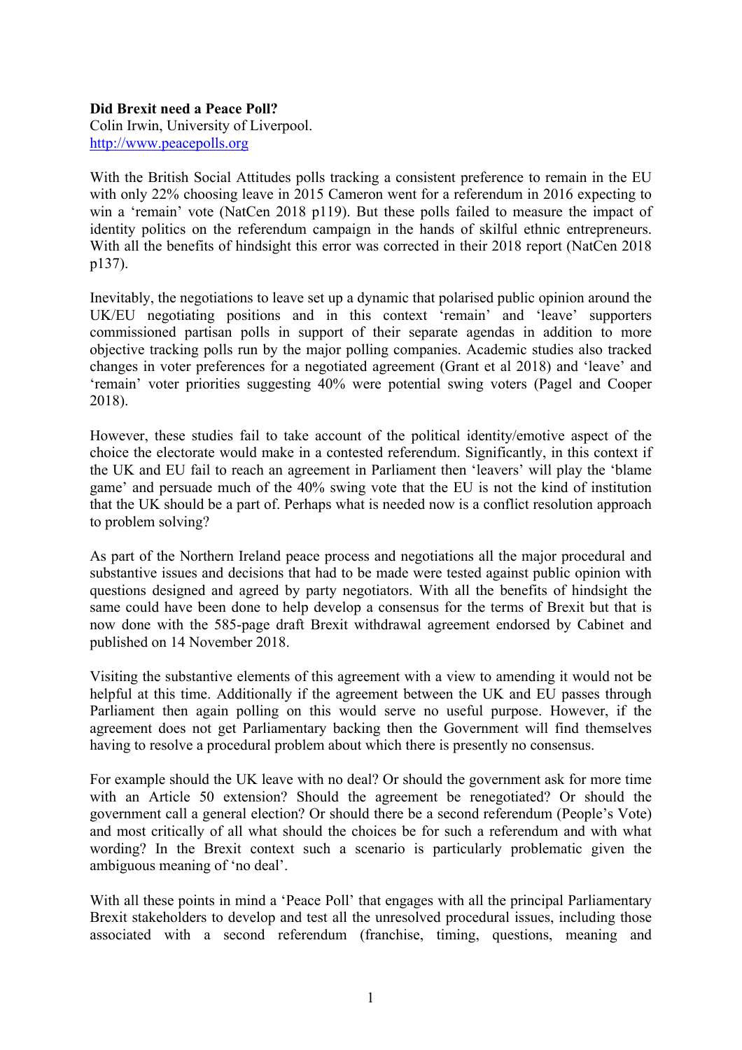**Did Brexit need a Peace Poll?**
Colin Irwin, University of Liverpool.
http://www.peacepolls.org

With the British Social Attitudes polls tracking a consistent preference to remain in the EU with only 22% choosing leave in 2015 Cameron went for a referendum in 2016 expecting to win a 'remain' vote (NatCen 2018 p119). But these polls failed to measure the impact of identity politics on the referendum campaign in the hands of skilful ethnic entrepreneurs. With all the benefits of hindsight this error was corrected in their 2018 report (NatCen 2018 p137).

Inevitably, the negotiations to leave set up a dynamic that polarised public opinion around the UK/EU negotiating positions and in this context 'remain' and 'leave' supporters commissioned partisan polls in support of their separate agendas in addition to more objective tracking polls run by the major polling companies. Academic studies also tracked changes in voter preferences for a negotiated agreement (Grant et al 2018) and 'leave' and 'remain' voter priorities suggesting 40% were potential swing voters (Pagel and Cooper 2018).

However, these studies fail to take account of the political identity/emotive aspect of the choice the electorate would make in a contested referendum. Significantly, in this context if the UK and EU fail to reach an agreement in Parliament then 'leavers' will play the 'blame game' and persuade much of the 40% swing vote that the EU is not the kind of institution that the UK should be a part of. Perhaps what is needed now is a conflict resolution approach to problem solving?

As part of the Northern Ireland peace process and negotiations all the major procedural and substantive issues and decisions that had to be made were tested against public opinion with questions designed and agreed by party negotiators. With all the benefits of hindsight the same could have been done to help develop a consensus for the terms of Brexit but that is now done with the 585-page draft Brexit withdrawal agreement endorsed by Cabinet and published on 14 November 2018.

Visiting the substantive elements of this agreement with a view to amending it would not be helpful at this time. Additionally if the agreement between the UK and EU passes through Parliament then again polling on this would serve no useful purpose. However, if the agreement does not get Parliamentary backing then the Government will find themselves having to resolve a procedural problem about which there is presently no consensus.

For example should the UK leave with no deal? Or should the government ask for more time with an Article 50 extension? Should the agreement be renegotiated? Or should the government call a general election? Or should there be a second referendum (People's Vote) and most critically of all what should the choices be for such a referendum and with what wording? In the Brexit context such a scenario is particularly problematic given the ambiguous meaning of 'no deal'.

With all these points in mind a 'Peace Poll' that engages with all the principal Parliamentary Brexit stakeholders to develop and test all the unresolved procedural issues, including those associated with a second referendum (franchise, timing, questions, meaning and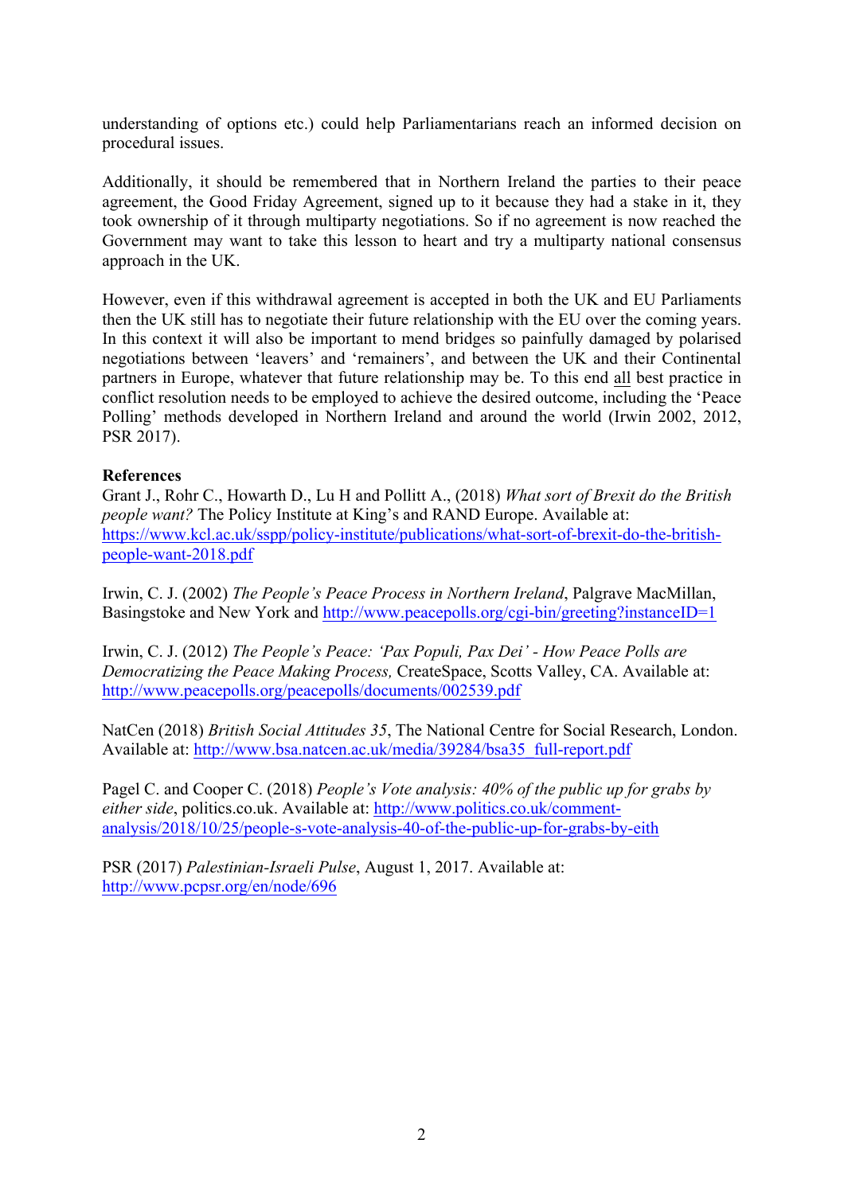understanding of options etc.) could help Parliamentarians reach an informed decision on procedural issues.

Additionally, it should be remembered that in Northern Ireland the parties to their peace agreement, the Good Friday Agreement, signed up to it because they had a stake in it, they took ownership of it through multiparty negotiations. So if no agreement is now reached the Government may want to take this lesson to heart and try a multiparty national consensus approach in the UK.

However, even if this withdrawal agreement is accepted in both the UK and EU Parliaments then the UK still has to negotiate their future relationship with the EU over the coming years. In this context it will also be important to mend bridges so painfully damaged by polarised negotiations between 'leavers' and 'remainers', and between the UK and their Continental partners in Europe, whatever that future relationship may be. To this end all best practice in conflict resolution needs to be employed to achieve the desired outcome, including the 'Peace Polling' methods developed in Northern Ireland and around the world (Irwin 2002, 2012, PSR 2017).

**References**

Grant J., Rohr C., Howarth D., Lu H and Pollitt A., (2018) *What sort of Brexit do the British people want?* The Policy Institute at King's and RAND Europe. Available at: https://www.kcl.ac.uk/sspp/policy-institute/publications/what-sort-of-brexit-do-the-british-people-want-2018.pdf

Irwin, C. J. (2002) *The People's Peace Process in Northern Ireland*, Palgrave MacMillan, Basingstoke and New York and http://www.peacepolls.org/cgi-bin/greeting?instanceID=1

Irwin, C. J. (2012) *The People's Peace: 'Pax Populi, Pax Dei' - How Peace Polls are Democratizing the Peace Making Process,* CreateSpace, Scotts Valley, CA. Available at: http://www.peacepolls.org/peacepolls/documents/002539.pdf

NatCen (2018) *British Social Attitudes 35*, The National Centre for Social Research, London. Available at: http://www.bsa.natcen.ac.uk/media/39284/bsa35_full-report.pdf

Pagel C. and Cooper C. (2018) *People's Vote analysis: 40% of the public up for grabs by either side*, politics.co.uk. Available at: http://www.politics.co.uk/comment-analysis/2018/10/25/people-s-vote-analysis-40-of-the-public-up-for-grabs-by-eith

PSR (2017) *Palestinian-Israeli Pulse*, August 1, 2017. Available at: http://www.pcpsr.org/en/node/696